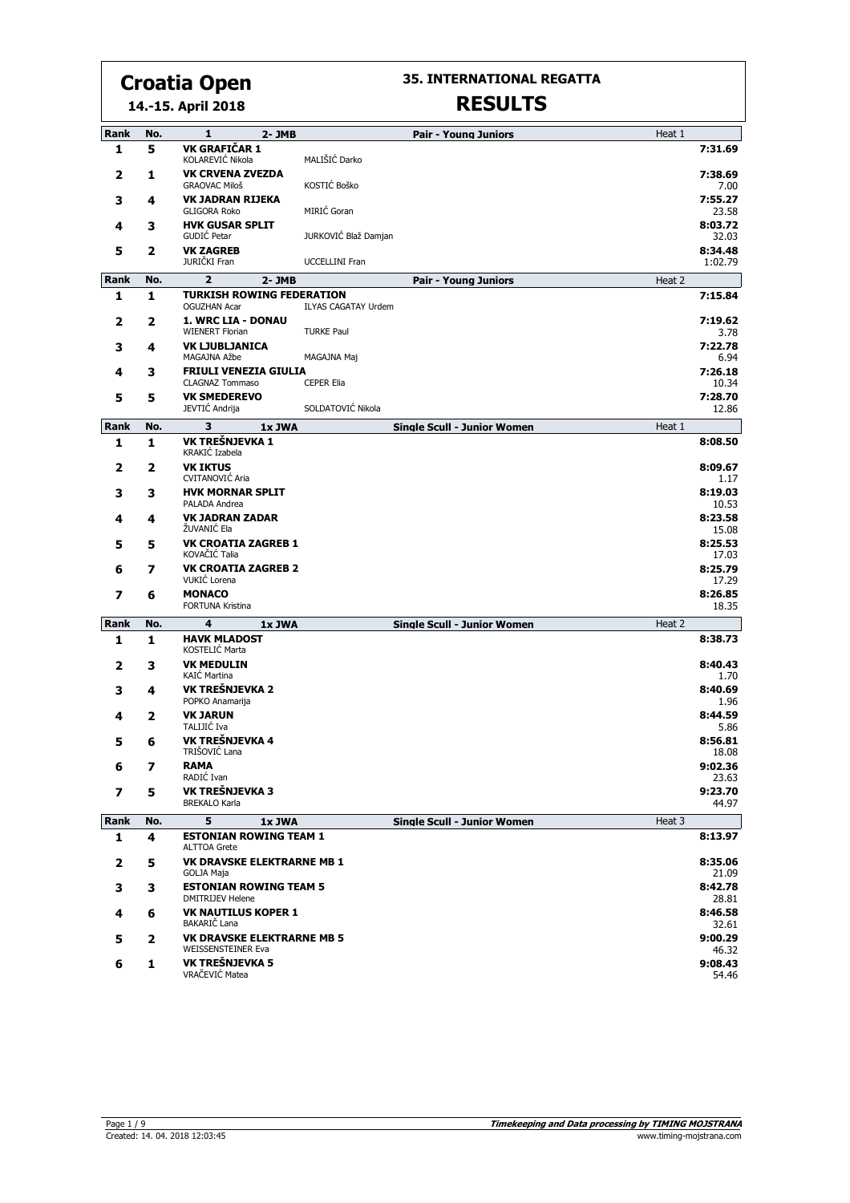# Croatia Open

**14.-15. April 2018**

## 35. INTERNATIONAL REGATTA

## RESULTS

### 1 — 2- JMB — Pair - Young Juniors — Heat 1

| Rank | No. | Crew | | Time |
|---|---|---|---|---|
| 1 | 5 | **VK GRAFIČAR 1** KOLAREVIĆ Nikola | MALIŠIĆ Darko | **7:31.69** |
| 2 | 1 | **VK CRVENA ZVEZDA** GRAOVAC Miloš | KOSTIĆ Boško | **7:38.69** 7.00 |
| 3 | 4 | **VK JADRAN RIJEKA** GLIGORA Roko | MIRIĆ Goran | **7:55.27** 23.58 |
| 4 | 3 | **HVK GUSAR SPLIT** GUDIĆ Petar | JURKOVIĆ Blaž Damjan | **8:03.72** 32.03 |
| 5 | 2 | **VK ZAGREB** JURIČKI Fran | UCCELLINI Fran | **8:34.48** 1:02.79 |

### 2 — 2- JMB — Pair - Young Juniors — Heat 2

| Rank | No. | Crew | | Time |
|---|---|---|---|---|
| 1 | 1 | **TURKISH ROWING FEDERATION** OGUZHAN Acar | ILYAS CAGATAY Urdem | **7:15.84** |
| 2 | 2 | **1. WRC LIA - DONAU** WIENERT Florian | TURKE Paul | **7:19.62** 3.78 |
| 3 | 4 | **VK LJUBLJANICA** MAGAJNA Ažbe | MAGAJNA Maj | **7:22.78** 6.94 |
| 4 | 3 | **FRIULI VENEZIA GIULIA** CLAGNAZ Tommaso | CEPER Elia | **7:26.18** 10.34 |
| 5 | 5 | **VK SMEDEREVO** JEVTIĆ Andrija | SOLDATOVIĆ Nikola | **7:28.70** 12.86 |

### 3 — 1x JWA — Single Scull - Junior Women — Heat 1

| Rank | No. | Crew | Time |
|---|---|---|---|
| 1 | 1 | **VK TREŠNJEVKA 1** KRAKIĆ Izabela | **8:08.50** |
| 2 | 2 | **VK IKTUS** CVITANOVIĆ Aria | **8:09.67** 1.17 |
| 3 | 3 | **HVK MORNAR SPLIT** PALADA Andrea | **8:19.03** 10.53 |
| 4 | 4 | **VK JADRAN ZADAR** ŽUVANIĆ Ela | **8:23.58** 15.08 |
| 5 | 5 | **VK CROATIA ZAGREB 1** KOVAČIĆ Talia | **8:25.53** 17.03 |
| 6 | 7 | **VK CROATIA ZAGREB 2** VUKIĆ Lorena | **8:25.79** 17.29 |
| 7 | 6 | **MONACO** FORTUNA Kristina | **8:26.85** 18.35 |

### 4 — 1x JWA — Single Scull - Junior Women — Heat 2

| Rank | No. | Crew | Time |
|---|---|---|---|
| 1 | 1 | **HAVK MLADOST** KOSTELIĆ Marta | **8:38.73** |
| 2 | 3 | **VK MEDULIN** KAIĆ Martina | **8:40.43** 1.70 |
| 3 | 4 | **VK TREŠNJEVKA 2** POPKO Anamarija | **8:40.69** 1.96 |
| 4 | 2 | **VK JARUN** TALIJIĆ Iva | **8:44.59** 5.86 |
| 5 | 6 | **VK TREŠNJEVKA 4** TRIŠOVIĆ Lana | **8:56.81** 18.08 |
| 6 | 7 | **RAMA** RADIĆ Ivan | **9:02.36** 23.63 |
| 7 | 5 | **VK TREŠNJEVKA 3** BREKALO Karla | **9:23.70** 44.97 |

### 5 — 1x JWA — Single Scull - Junior Women — Heat 3

| Rank | No. | Crew | Time |
|---|---|---|---|
| 1 | 4 | **ESTONIAN ROWING TEAM 1** ALTTOA Grete | **8:13.97** |
| 2 | 5 | **VK DRAVSKE ELEKTRARNE MB 1** GOLJA Maja | **8:35.06** 21.09 |
| 3 | 3 | **ESTONIAN ROWING TEAM 5** DMITRIJEV Helene | **8:42.78** 28.81 |
| 4 | 6 | **VK NAUTILUS KOPER 1** BAKARIČ Lana | **8:46.58** 32.61 |
| 5 | 2 | **VK DRAVSKE ELEKTRARNE MB 5** WEISSENSTEINER Eva | **9:00.29** 46.32 |
| 6 | 1 | **VK TREŠNJEVKA 5** VRAČEVIĆ Matea | **9:08.43** 54.46 |

Created: 14. 04. 2018 12:03:45

*Timekeeping and Data processing by TIMING MOJSTRANA*
www.timing-mojstrana.com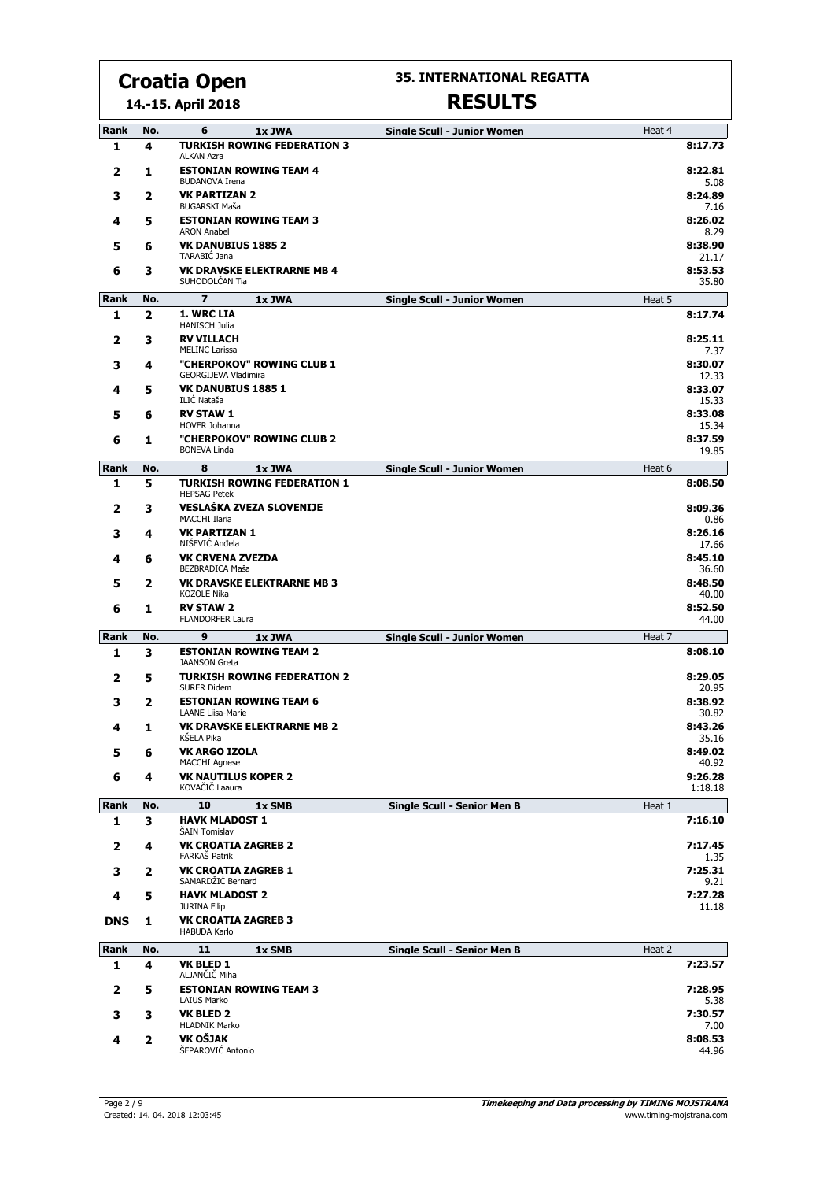# Croatia Open

**14.-15. April 2018**

## 35. INTERNATIONAL REGATTA

## RESULTS

| Rank | No. | 6 — 1x JWA | Single Scull - Junior Women | Heat 4 |
|---|---|---|---|---|
| 1 | 4 | **TURKISH ROWING FEDERATION 3**<br>ALKAN Azra | | **8:17.73** |
| 2 | 1 | **ESTONIAN ROWING TEAM 4**<br>BUDANOVA Irena | | **8:22.81**<br>5.08 |
| 3 | 2 | **VK PARTIZAN 2**<br>BUGARSKI Maša | | **8:24.89**<br>7.16 |
| 4 | 5 | **ESTONIAN ROWING TEAM 3**<br>ARON Anabel | | **8:26.02**<br>8.29 |
| 5 | 6 | **VK DANUBIUS 1885 2**<br>TARABIĆ Jana | | **8:38.90**<br>21.17 |
| 6 | 3 | **VK DRAVSKE ELEKTRARNE MB 4**<br>SUHODOLČAN Tia | | **8:53.53**<br>35.80 |

| Rank | No. | 7 — 1x JWA | Single Scull - Junior Women | Heat 5 |
|---|---|---|---|---|
| 1 | 2 | **1. WRC LIA**<br>HANISCH Julia | | **8:17.74** |
| 2 | 3 | **RV VILLACH**<br>MELINC Larissa | | **8:25.11**<br>7.37 |
| 3 | 4 | **"CHERPOKOV" ROWING CLUB 1**<br>GEORGIJEVA Vladimira | | **8:30.07**<br>12.33 |
| 4 | 5 | **VK DANUBIUS 1885 1**<br>ILIĆ Nataša | | **8:33.07**<br>15.33 |
| 5 | 6 | **RV STAW 1**<br>HOVER Johanna | | **8:33.08**<br>15.34 |
| 6 | 1 | **"CHERPOKOV" ROWING CLUB 2**<br>BONEVA Linda | | **8:37.59**<br>19.85 |

| Rank | No. | 8 — 1x JWA | Single Scull - Junior Women | Heat 6 |
|---|---|---|---|---|
| 1 | 5 | **TURKISH ROWING FEDERATION 1**<br>HEPSAG Petek | | **8:08.50** |
| 2 | 3 | **VESLAŠKA ZVEZA SLOVENIJE**<br>MACCHI Ilaria | | **8:09.36**<br>0.86 |
| 3 | 4 | **VK PARTIZAN 1**<br>NIŠEVIĆ Anđela | | **8:26.16**<br>17.66 |
| 4 | 6 | **VK CRVENA ZVEZDA**<br>BEZBRADICA Maša | | **8:45.10**<br>36.60 |
| 5 | 2 | **VK DRAVSKE ELEKTRARNE MB 3**<br>KOZOLE Nika | | **8:48.50**<br>40.00 |
| 6 | 1 | **RV STAW 2**<br>FLANDORFER Laura | | **8:52.50**<br>44.00 |

| Rank | No. | 9 — 1x JWA | Single Scull - Junior Women | Heat 7 |
|---|---|---|---|---|
| 1 | 3 | **ESTONIAN ROWING TEAM 2**<br>JAANSON Greta | | **8:08.10** |
| 2 | 5 | **TURKISH ROWING FEDERATION 2**<br>SURER Didem | | **8:29.05**<br>20.95 |
| 3 | 2 | **ESTONIAN ROWING TEAM 6**<br>LAANE Liisa-Marie | | **8:38.92**<br>30.82 |
| 4 | 1 | **VK DRAVSKE ELEKTRARNE MB 2**<br>KŠELA Pika | | **8:43.26**<br>35.16 |
| 5 | 6 | **VK ARGO IZOLA**<br>MACCHI Agnese | | **8:49.02**<br>40.92 |
| 6 | 4 | **VK NAUTILUS KOPER 2**<br>KOVAČIČ Laaura | | **9:26.28**<br>1:18.18 |

| Rank | No. | 10 — 1x SMB | Single Scull - Senior Men B | Heat 1 |
|---|---|---|---|---|
| 1 | 3 | **HAVK MLADOST 1**<br>ŠAIN Tomislav | | **7:16.10** |
| 2 | 4 | **VK CROATIA ZAGREB 2**<br>FARKAŠ Patrik | | **7:17.45**<br>1.35 |
| 3 | 2 | **VK CROATIA ZAGREB 1**<br>SAMARDŽIĆ Bernard | | **7:25.31**<br>9.21 |
| 4 | 5 | **HAVK MLADOST 2**<br>JURINA Filip | | **7:27.28**<br>11.18 |
| DNS | 1 | **VK CROATIA ZAGREB 3**<br>HABUDA Karlo | | |

| Rank | No. | 11 — 1x SMB | Single Scull - Senior Men B | Heat 2 |
|---|---|---|---|---|
| 1 | 4 | **VK BLED 1**<br>ALJANČIČ Miha | | **7:23.57** |
| 2 | 5 | **ESTONIAN ROWING TEAM 3**<br>LAIUS Marko | | **7:28.95**<br>5.38 |
| 3 | 3 | **VK BLED 2**<br>HLADNIK Marko | | **7:30.57**<br>7.00 |
| 4 | 2 | **VK OŠJAK**<br>ŠEPAROVIĆ Antonio | | **8:08.53**<br>44.96 |

Created: 14. 04. 2018 12:03:45

*Timekeeping and Data processing by TIMING MOJSTRANA*
www.timing-mojstrana.com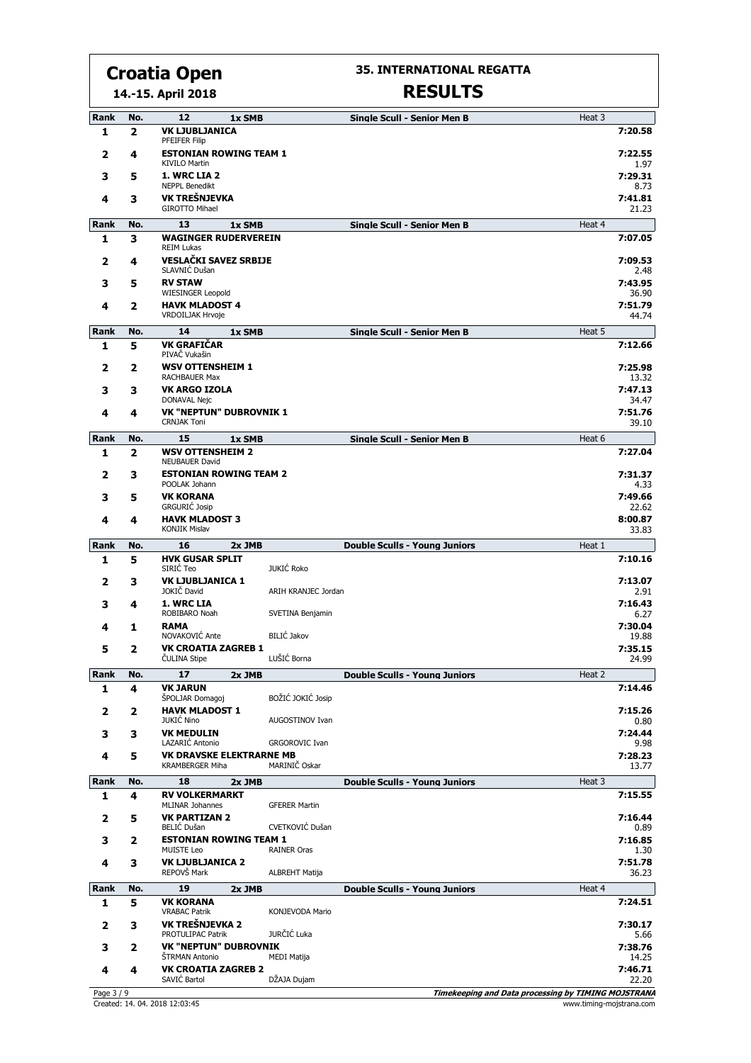# Croatia Open

**14.-15. April 2018**

## 35. INTERNATIONAL REGATTA

## RESULTS

### 12 1x SMB Single Scull - Senior Men B — Heat 3

| Rank | No. | Club / Crew | Time | Diff |
|---|---|---|---|---|
| 1 | 2 | **VK LJUBLJANICA** PFEIFER Filip | 7:20.58 | |
| 2 | 4 | **ESTONIAN ROWING TEAM 1** KIVILO Martin | 7:22.55 | 1.97 |
| 3 | 5 | **1. WRC LIA 2** NEPPL Benedikt | 7:29.31 | 8.73 |
| 4 | 3 | **VK TREŠNJEVKA** GIROTTO Mihael | 7:41.81 | 21.23 |

### 13 1x SMB Single Scull - Senior Men B — Heat 4

| Rank | No. | Club / Crew | Time | Diff |
|---|---|---|---|---|
| 1 | 3 | **WAGINGER RUDERVEREIN** REIM Lukas | 7:07.05 | |
| 2 | 4 | **VESLAČKI SAVEZ SRBIJE** SLAVNIĆ Dušan | 7:09.53 | 2.48 |
| 3 | 5 | **RV STAW** WIESINGER Leopold | 7:43.95 | 36.90 |
| 4 | 2 | **HAVK MLADOST 4** VRDOILJAK Hrvoje | 7:51.79 | 44.74 |

### 14 1x SMB Single Scull - Senior Men B — Heat 5

| Rank | No. | Club / Crew | Time | Diff |
|---|---|---|---|---|
| 1 | 5 | **VK GRAFIČAR** PIVAČ Vukašin | 7:12.66 | |
| 2 | 2 | **WSV OTTENSHEIM 1** RACHBAUER Max | 7:25.98 | 13.32 |
| 3 | 3 | **VK ARGO IZOLA** DONAVAL Nejc | 7:47.13 | 34.47 |
| 4 | 4 | **VK "NEPTUN" DUBROVNIK 1** CRNJAK Toni | 7:51.76 | 39.10 |

### 15 1x SMB Single Scull - Senior Men B — Heat 6

| Rank | No. | Club / Crew | Time | Diff |
|---|---|---|---|---|
| 1 | 2 | **WSV OTTENSHEIM 2** NEUBAUER David | 7:27.04 | |
| 2 | 3 | **ESTONIAN ROWING TEAM 2** POOLAK Johann | 7:31.37 | 4.33 |
| 3 | 5 | **VK KORANA** GRGURIĆ Josip | 7:49.66 | 22.62 |
| 4 | 4 | **HAVK MLADOST 3** KONJIK Mislav | 8:00.87 | 33.83 |

### 16 2x JMB Double Sculls - Young Juniors — Heat 1

| Rank | No. | Club / Crew | Time | Diff |
|---|---|---|---|---|
| 1 | 5 | **HVK GUSAR SPLIT** SIRIĆ Teo, JUKIĆ Roko | 7:10.16 | |
| 2 | 3 | **VK LJUBLJANICA 1** JOKIČ David, ARIH KRANJEC Jordan | 7:13.07 | 2.91 |
| 3 | 4 | **1. WRC LIA** ROBIBARO Noah, SVETINA Benjamin | 7:16.43 | 6.27 |
| 4 | 1 | **RAMA** NOVAKOVIĆ Ante, BILIĆ Jakov | 7:30.04 | 19.88 |
| 5 | 2 | **VK CROATIA ZAGREB 1** ČULINA Stipe, LUŠIĆ Borna | 7:35.15 | 24.99 |

### 17 2x JMB Double Sculls - Young Juniors — Heat 2

| Rank | No. | Club / Crew | Time | Diff |
|---|---|---|---|---|
| 1 | 4 | **VK JARUN** ŠPOLJAR Domagoj, BOŽIĆ JOKIĆ Josip | 7:14.46 | |
| 2 | 2 | **HAVK MLADOST 1** JUKIĆ Nino, AUGOSTINOV Ivan | 7:15.26 | 0.80 |
| 3 | 3 | **VK MEDULIN** LAZARIĆ Antonio, GRGOROVIC Ivan | 7:24.44 | 9.98 |
| 4 | 5 | **VK DRAVSKE ELEKTRARNE MB** KRAMBERGER Miha, MARINIČ Oskar | 7:28.23 | 13.77 |

### 18 2x JMB Double Sculls - Young Juniors — Heat 3

| Rank | No. | Club / Crew | Time | Diff |
|---|---|---|---|---|
| 1 | 4 | **RV VOLKERMARKT** MLINAR Johannes, GFERER Martin | 7:15.55 | |
| 2 | 5 | **VK PARTIZAN 2** BELIĆ Dušan, CVETKOVIĆ Dušan | 7:16.44 | 0.89 |
| 3 | 2 | **ESTONIAN ROWING TEAM 1** MUISTE Leo, RAINER Oras | 7:16.85 | 1.30 |
| 4 | 3 | **VK LJUBLJANICA 2** REPOVŠ Mark, ALBREHT Matija | 7:51.78 | 36.23 |

### 19 2x JMB Double Sculls - Young Juniors — Heat 4

| Rank | No. | Club / Crew | Time | Diff |
|---|---|---|---|---|
| 1 | 5 | **VK KORANA** VRABAC Patrik, KONJEVODA Mario | 7:24.51 | |
| 2 | 3 | **VK TREŠNJEVKA 2** PROTULIPAC Patrik, JURČIĆ Luka | 7:30.17 | 5.66 |
| 3 | 2 | **VK "NEPTUN" DUBROVNIK** ŠTRMAN Antonio, MEDI Matija | 7:38.76 | 14.25 |
| 4 | 4 | **VK CROATIA ZAGREB 2** SAVIĆ Bartol, DŽAJA Dujam | 7:46.71 | 22.20 |

Created: 14. 04. 2018 12:03:45

*Timekeeping and Data processing by TIMING MOJSTRANA* www.timing-mojstrana.com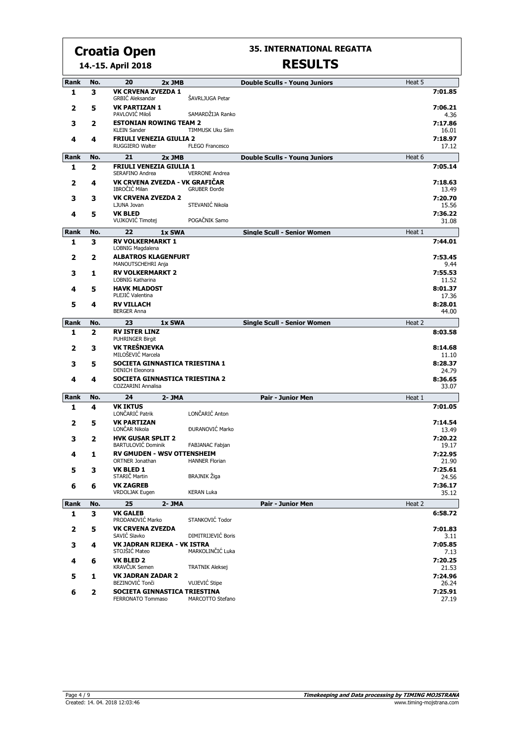# Croatia Open

**14.-15. April 2018**

## 35. INTERNATIONAL REGATTA

## RESULTS

### 20 — 2x JMB — Double Sculls - Young Juniors — Heat 5

| Rank | No. | Crew | | Time | Diff |
|---|---|---|---|---|---|
| 1 | 3 | **VK CRVENA ZVEZDA 1** GRBIĆ Aleksandar | ŠAVRLJUGA Petar | **7:01.85** | |
| 2 | 5 | **VK PARTIZAN 1** PAVLOVIĆ Miloš | SAMARDŽIJA Ranko | **7:06.21** | 4.36 |
| 3 | 2 | **ESTONIAN ROWING TEAM 2** KLEIN Sander | TIMMUSK Uku Siim | **7:17.86** | 16.01 |
| 4 | 4 | **FRIULI VENEZIA GIULIA 2** RUGGIERO Walter | FLEGO Francesco | **7:18.97** | 17.12 |

### 21 — 2x JMB — Double Sculls - Young Juniors — Heat 6

| Rank | No. | Crew | | Time | Diff |
|---|---|---|---|---|---|
| 1 | 2 | **FRIULI VENEZIA GIULIA 1** SERAFINO Andrea | VERRONE Andrea | **7:05.14** | |
| 2 | 4 | **VK CRVENA ZVEZDA - VK GRAFIČAR** IBROČIĆ Milan | GRUBER Đorđe | **7:18.63** | 13.49 |
| 3 | 3 | **VK CRVENA ZVEZDA 2** LJUNA Jovan | STEVANIĆ Nikola | **7:20.70** | 15.56 |
| 4 | 5 | **VK BLED** VUJKOVIĆ Timotej | POGAČNIK Samo | **7:36.22** | 31.08 |

### 22 — 1x SWA — Single Scull - Senior Women — Heat 1

| Rank | No. | Crew | Time | Diff |
|---|---|---|---|---|
| 1 | 3 | **RV VOLKERMARKT 1** LOBNIG Magdalena | **7:44.01** | |
| 2 | 2 | **ALBATROS KLAGENFURT** MANOUTSCHEHRI Anja | **7:53.45** | 9.44 |
| 3 | 1 | **RV VOLKERMARKT 2** LOBNIG Katharina | **7:55.53** | 11.52 |
| 4 | 5 | **HAVK MLADOST** PLEJIĆ Valentina | **8:01.37** | 17.36 |
| 5 | 4 | **RV VILLACH** BERGER Anna | **8:28.01** | 44.00 |

### 23 — 1x SWA — Single Scull - Senior Women — Heat 2

| Rank | No. | Crew | Time | Diff |
|---|---|---|---|---|
| 1 | 2 | **RV ISTER LINZ** PUHRINGER Birgit | **8:03.58** | |
| 2 | 3 | **VK TREŠNJEVKA** MILOŠEVIĆ Marcela | **8:14.68** | 11.10 |
| 3 | 5 | **SOCIETA GINNASTICA TRIESTINA 1** DENICH Eleonora | **8:28.37** | 24.79 |
| 4 | 4 | **SOCIETA GINNASTICA TRIESTINA 2** COZZARINI Annalisa | **8:36.65** | 33.07 |

### 24 — 2- JMA — Pair - Junior Men — Heat 1

| Rank | No. | Crew | | Time | Diff |
|---|---|---|---|---|---|
| 1 | 4 | **VK IKTUS** LONČARIĆ Patrik | LONČARIĆ Anton | **7:01.05** | |
| 2 | 5 | **VK PARTIZAN** LONČAR Nikola | ĐURANOVIĆ Marko | **7:14.54** | 13.49 |
| 3 | 2 | **HVK GUSAR SPLIT 2** BARTULOVIĆ Dominik | FABJANAC Fabjan | **7:20.22** | 19.17 |
| 4 | 1 | **RV GMUDEN - WSV OTTENSHEIM** ORTNER Jonathan | HANNER Florian | **7:22.95** | 21.90 |
| 5 | 3 | **VK BLED 1** STARIČ Martin | BRAJNIK Žiga | **7:25.61** | 24.56 |
| 6 | 6 | **VK ZAGREB** VRDOLJAK Eugen | KERAN Luka | **7:36.17** | 35.12 |

### 25 — 2- JMA — Pair - Junior Men — Heat 2

| Rank | No. | Crew | | Time | Diff |
|---|---|---|---|---|---|
| 1 | 3 | **VK GALEB** PRODANOVIĆ Marko | STANKOVIĆ Todor | **6:58.72** | |
| 2 | 5 | **VK CRVENA ZVEZDA** SAVIĆ Slavko | DIMITRIJEVIĆ Boris | **7:01.83** | 3.11 |
| 3 | 4 | **VK JADRAN RIJEKA - VK ISTRA** STOJŠIĆ Mateo | MARKOLINČIĆ Luka | **7:05.85** | 7.13 |
| 4 | 6 | **VK BLED 2** KRAVČUK Semen | TRATNIK Aleksej | **7:20.25** | 21.53 |
| 5 | 1 | **VK JADRAN ZADAR 2** BEZINOVIĆ Tonči | VUJEVIĆ Stipe | **7:24.96** | 26.24 |
| 6 | 2 | **SOCIETA GINNASTICA TRIESTINA** FERRONATO Tommaso | MARCOTTO Stefano | **7:25.91** | 27.19 |

Created: 14. 04. 2018 12:03:46

*Timekeeping and Data processing by TIMING MOJSTRANA*
www.timing-mojstrana.com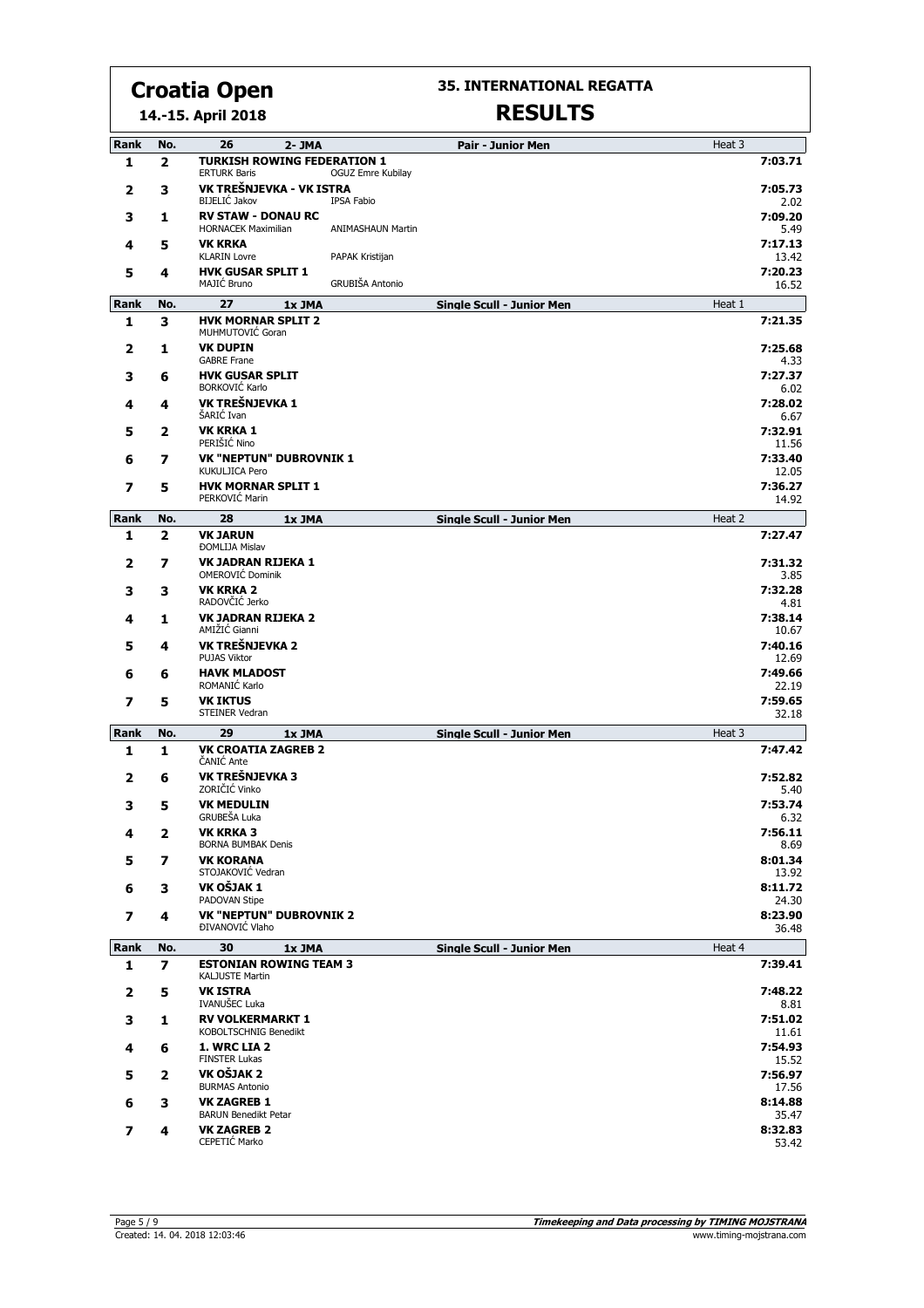# Croatia Open

**14.-15. April 2018**

## 35. INTERNATIONAL REGATTA

## RESULTS

| Rank | No. | 26 2- JMA | | Pair - Junior Men | Heat 3 |
|---|---|---|---|---|---|
| 1 | 2 | **TURKISH ROWING FEDERATION 1** | | | **7:03.71** |
| | | ERTURK Baris | OGUZ Emre Kubilay | | |
| 2 | 3 | **VK TREŠNJEVKA - VK ISTRA** | | | **7:05.73** |
| | | BIJELIĆ Jakov | IPSA Fabio | | 2.02 |
| 3 | 1 | **RV STAW - DONAU RC** | | | **7:09.20** |
| | | HORNACEK Maximilian | ANIMASHAUN Martin | | 5.49 |
| 4 | 5 | **VK KRKA** | | | **7:17.13** |
| | | KLARIN Lovre | PAPAK Kristijan | | 13.42 |
| 5 | 4 | **HVK GUSAR SPLIT 1** | | | **7:20.23** |
| | | MAJIĆ Bruno | GRUBIŠA Antonio | | 16.52 |

| Rank | No. | 27 1x JMA | Single Scull - Junior Men | Heat 1 |
|---|---|---|---|---|
| 1 | 3 | **HVK MORNAR SPLIT 2** | | **7:21.35** |
| | | MUHMUTOVIĆ Goran | | |
| 2 | 1 | **VK DUPIN** | | **7:25.68** |
| | | GABRE Frane | | 4.33 |
| 3 | 6 | **HVK GUSAR SPLIT** | | **7:27.37** |
| | | BORKOVIĆ Karlo | | 6.02 |
| 4 | 4 | **VK TREŠNJEVKA 1** | | **7:28.02** |
| | | ŠARIĆ Ivan | | 6.67 |
| 5 | 2 | **VK KRKA 1** | | **7:32.91** |
| | | PERIŠIĆ Nino | | 11.56 |
| 6 | 7 | **VK "NEPTUN" DUBROVNIK 1** | | **7:33.40** |
| | | KUKULJICA Pero | | 12.05 |
| 7 | 5 | **HVK MORNAR SPLIT 1** | | **7:36.27** |
| | | PERKOVIĆ Marin | | 14.92 |

| Rank | No. | 28 1x JMA | Single Scull - Junior Men | Heat 2 |
|---|---|---|---|---|
| 1 | 2 | **VK JARUN** | | **7:27.47** |
| | | ĐOMLIJA Mislav | | |
| 2 | 7 | **VK JADRAN RIJEKA 1** | | **7:31.32** |
| | | OMEROVIĆ Dominik | | 3.85 |
| 3 | 3 | **VK KRKA 2** | | **7:32.28** |
| | | RADOVČIĆ Jerko | | 4.81 |
| 4 | 1 | **VK JADRAN RIJEKA 2** | | **7:38.14** |
| | | AMIŽIĆ Gianni | | 10.67 |
| 5 | 4 | **VK TREŠNJEVKA 2** | | **7:40.16** |
| | | PUJAS Viktor | | 12.69 |
| 6 | 6 | **HAVK MLADOST** | | **7:49.66** |
| | | ROMANIĆ Karlo | | 22.19 |
| 7 | 5 | **VK IKTUS** | | **7:59.65** |
| | | STEINER Vedran | | 32.18 |

| Rank | No. | 29 1x JMA | Single Scull - Junior Men | Heat 3 |
|---|---|---|---|---|
| 1 | 1 | **VK CROATIA ZAGREB 2** | | **7:47.42** |
| | | ČANIĆ Ante | | |
| 2 | 6 | **VK TREŠNJEVKA 3** | | **7:52.82** |
| | | ZORIČIĆ Vinko | | 5.40 |
| 3 | 5 | **VK MEDULIN** | | **7:53.74** |
| | | GRUBEŠA Luka | | 6.32 |
| 4 | 2 | **VK KRKA 3** | | **7:56.11** |
| | | BORNA BUMBAK Denis | | 8.69 |
| 5 | 7 | **VK KORANA** | | **8:01.34** |
| | | STOJAKOVIĆ Vedran | | 13.92 |
| 6 | 3 | **VK OŠJAK 1** | | **8:11.72** |
| | | PADOVAN Stipe | | 24.30 |
| 7 | 4 | **VK "NEPTUN" DUBROVNIK 2** | | **8:23.90** |
| | | ĐIVANOVIĆ Vlaho | | 36.48 |

| Rank | No. | 30 1x JMA | Single Scull - Junior Men | Heat 4 |
|---|---|---|---|---|
| 1 | 7 | **ESTONIAN ROWING TEAM 3** | | **7:39.41** |
| | | KALJUSTE Martin | | |
| 2 | 5 | **VK ISTRA** | | **7:48.22** |
| | | IVANUŠEC Luka | | 8.81 |
| 3 | 1 | **RV VOLKERMARKT 1** | | **7:51.02** |
| | | KOBOLTSCHNIG Benedikt | | 11.61 |
| 4 | 6 | **1. WRC LIA 2** | | **7:54.93** |
| | | FINSTER Lukas | | 15.52 |
| 5 | 2 | **VK OŠJAK 2** | | **7:56.97** |
| | | BURMAS Antonio | | 17.56 |
| 6 | 3 | **VK ZAGREB 1** | | **8:14.88** |
| | | BARUN Benedikt Petar | | 35.47 |
| 7 | 4 | **VK ZAGREB 2** | | **8:32.83** |
| | | CEPETIĆ Marko | | 53.42 |

Created: 14. 04. 2018 12:03:46

*Timekeeping and Data processing by TIMING MOJSTRANA*
www.timing-mojstrana.com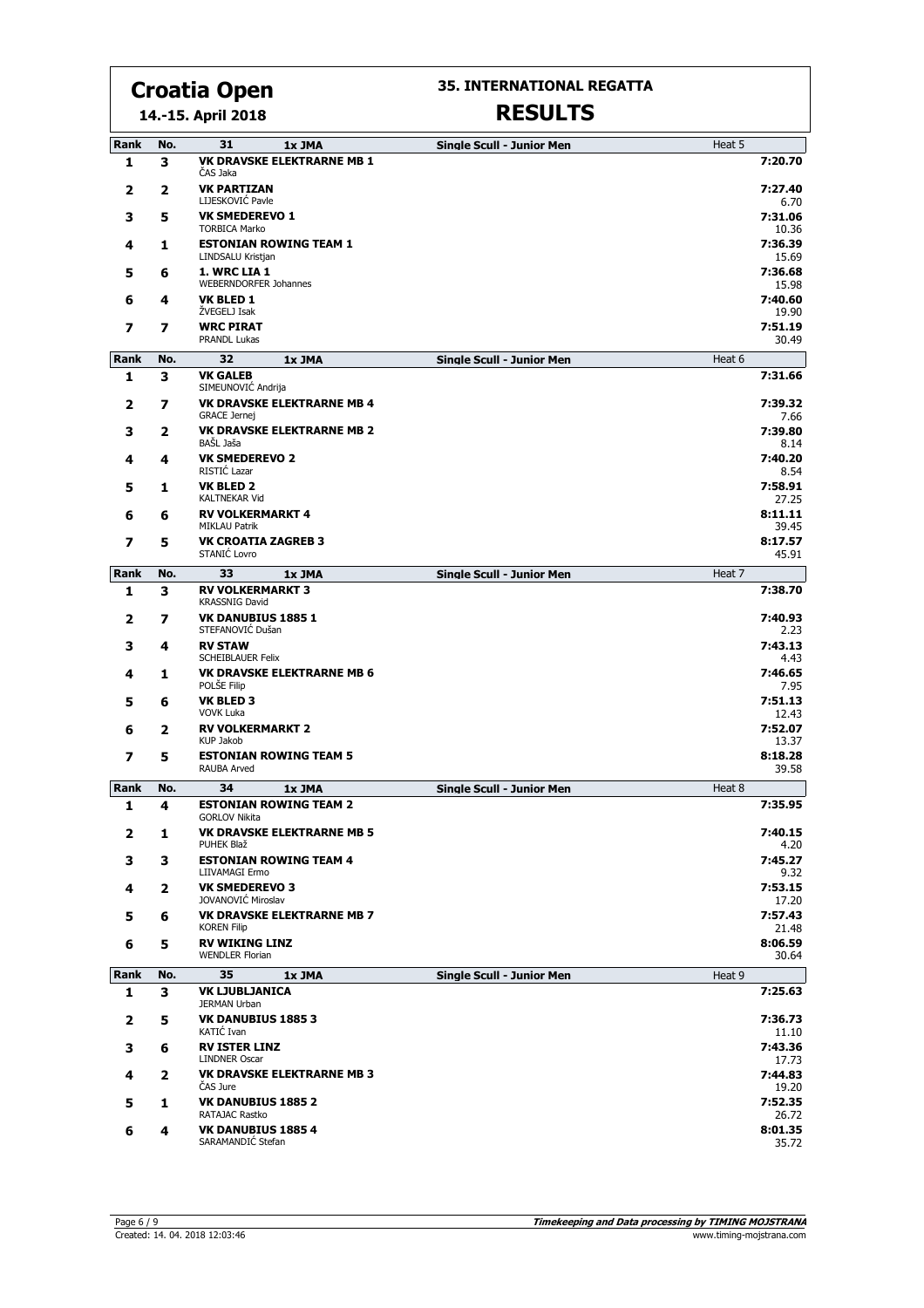# Croatia Open

**14.-15. April 2018**

## 35. INTERNATIONAL REGATTA

# RESULTS

| Rank | No. | 31 1x JMA | Single Scull - Junior Men | Heat 5 |
|---|---|---|---|---|
| 1 | 3 | **VK DRAVSKE ELEKTRARNE MB 1**<br>ČAS Jaka | | 7:20.70 |
| 2 | 2 | **VK PARTIZAN**<br>LIJESKOVIĆ Pavle | | 7:27.40<br>6.70 |
| 3 | 5 | **VK SMEDEREVO 1**<br>TORBICA Marko | | 7:31.06<br>10.36 |
| 4 | 1 | **ESTONIAN ROWING TEAM 1**<br>LINDSALU Kristjan | | 7:36.39<br>15.69 |
| 5 | 6 | **1. WRC LIA 1**<br>WEBERNDORFER Johannes | | 7:36.68<br>15.98 |
| 6 | 4 | **VK BLED 1**<br>ŽVEGELJ Isak | | 7:40.60<br>19.90 |
| 7 | 7 | **WRC PIRAT**<br>PRANDL Lukas | | 7:51.19<br>30.49 |

| Rank | No. | 32 1x JMA | Single Scull - Junior Men | Heat 6 |
|---|---|---|---|---|
| 1 | 3 | **VK GALEB**<br>SIMEUNOVIĆ Andrija | | 7:31.66 |
| 2 | 7 | **VK DRAVSKE ELEKTRARNE MB 4**<br>GRACE Jernej | | 7:39.32<br>7.66 |
| 3 | 2 | **VK DRAVSKE ELEKTRARNE MB 2**<br>BAŠL Jaša | | 7:39.80<br>8.14 |
| 4 | 4 | **VK SMEDEREVO 2**<br>RISTIĆ Lazar | | 7:40.20<br>8.54 |
| 5 | 1 | **VK BLED 2**<br>KALTNEKAR Vid | | 7:58.91<br>27.25 |
| 6 | 6 | **RV VOLKERMARKT 4**<br>MIKLAU Patrik | | 8:11.11<br>39.45 |
| 7 | 5 | **VK CROATIA ZAGREB 3**<br>STANIĆ Lovro | | 8:17.57<br>45.91 |

| Rank | No. | 33 1x JMA | Single Scull - Junior Men | Heat 7 |
|---|---|---|---|---|
| 1 | 3 | **RV VOLKERMARKT 3**<br>KRASSNIG David | | 7:38.70 |
| 2 | 7 | **VK DANUBIUS 1885 1**<br>STEFANOVIĆ Dušan | | 7:40.93<br>2.23 |
| 3 | 4 | **RV STAW**<br>SCHEIBLAUER Felix | | 7:43.13<br>4.43 |
| 4 | 1 | **VK DRAVSKE ELEKTRARNE MB 6**<br>POLŠE Filip | | 7:46.65<br>7.95 |
| 5 | 6 | **VK BLED 3**<br>VOVK Luka | | 7:51.13<br>12.43 |
| 6 | 2 | **RV VOLKERMARKT 2**<br>KUP Jakob | | 7:52.07<br>13.37 |
| 7 | 5 | **ESTONIAN ROWING TEAM 5**<br>RAUBA Arved | | 8:18.28<br>39.58 |

| Rank | No. | 34 1x JMA | Single Scull - Junior Men | Heat 8 |
|---|---|---|---|---|
| 1 | 4 | **ESTONIAN ROWING TEAM 2**<br>GORLOV Nikita | | 7:35.95 |
| 2 | 1 | **VK DRAVSKE ELEKTRARNE MB 5**<br>PUHEK Blaž | | 7:40.15<br>4.20 |
| 3 | 3 | **ESTONIAN ROWING TEAM 4**<br>LIIVAMAGI Ermo | | 7:45.27<br>9.32 |
| 4 | 2 | **VK SMEDEREVO 3**<br>JOVANOVIĆ Miroslav | | 7:53.15<br>17.20 |
| 5 | 6 | **VK DRAVSKE ELEKTRARNE MB 7**<br>KOREN Filip | | 7:57.43<br>21.48 |
| 6 | 5 | **RV WIKING LINZ**<br>WENDLER Florian | | 8:06.59<br>30.64 |

| Rank | No. | 35 1x JMA | Single Scull - Junior Men | Heat 9 |
|---|---|---|---|---|
| 1 | 3 | **VK LJUBLJANICA**<br>JERMAN Urban | | 7:25.63 |
| 2 | 5 | **VK DANUBIUS 1885 3**<br>KATIĆ Ivan | | 7:36.73<br>11.10 |
| 3 | 6 | **RV ISTER LINZ**<br>LINDNER Oscar | | 7:43.36<br>17.73 |
| 4 | 2 | **VK DRAVSKE ELEKTRARNE MB 3**<br>ČAS Jure | | 7:44.83<br>19.20 |
| 5 | 1 | **VK DANUBIUS 1885 2**<br>RATAJAC Rastko | | 7:52.35<br>26.72 |
| 6 | 4 | **VK DANUBIUS 1885 4**<br>SARAMANDIĆ Stefan | | 8:01.35<br>35.72 |

Created: 14. 04. 2018 12:03:46

*Timekeeping and Data processing by TIMING MOJSTRANA*
www.timing-mojstrana.com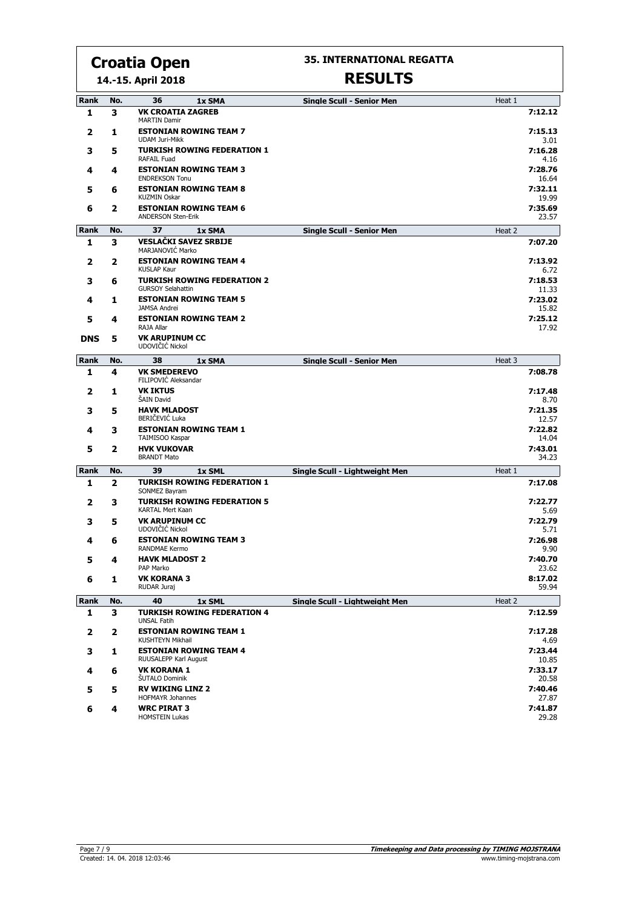# Croatia Open

**14.-15. April 2018**

## 35. INTERNATIONAL REGATTA

## RESULTS

| Rank | No. | 36 1x SMA | Single Scull - Senior Men | Heat 1 |
|---|---|---|---|---|
| 1 | 3 | **VK CROATIA ZAGREB**<br>MARTIN Damir | | 7:12.12 |
| 2 | 1 | **ESTONIAN ROWING TEAM 7**<br>UDAM Juri-Mikk | | 7:15.13<br>3.01 |
| 3 | 5 | **TURKISH ROWING FEDERATION 1**<br>RAFAIL Fuad | | 7:16.28<br>4.16 |
| 4 | 4 | **ESTONIAN ROWING TEAM 3**<br>ENDREKSON Tonu | | 7:28.76<br>16.64 |
| 5 | 6 | **ESTONIAN ROWING TEAM 8**<br>KUZMIN Oskar | | 7:32.11<br>19.99 |
| 6 | 2 | **ESTONIAN ROWING TEAM 6**<br>ANDERSON Sten-Erik | | 7:35.69<br>23.57 |

| Rank | No. | 37 1x SMA | Single Scull - Senior Men | Heat 2 |
|---|---|---|---|---|
| 1 | 3 | **VESLAČKI SAVEZ SRBIJE**<br>MARJANOVIĆ Marko | | 7:07.20 |
| 2 | 2 | **ESTONIAN ROWING TEAM 4**<br>KUSLAP Kaur | | 7:13.92<br>6.72 |
| 3 | 6 | **TURKISH ROWING FEDERATION 2**<br>GURSOY Selahattin | | 7:18.53<br>11.33 |
| 4 | 1 | **ESTONIAN ROWING TEAM 5**<br>JAMSA Andrei | | 7:23.02<br>15.82 |
| 5 | 4 | **ESTONIAN ROWING TEAM 2**<br>RAJA Allar | | 7:25.12<br>17.92 |
| DNS | 5 | **VK ARUPINUM CC**<br>UDOVIČIĆ Nickol | | |

| Rank | No. | 38 1x SMA | Single Scull - Senior Men | Heat 3 |
|---|---|---|---|---|
| 1 | 4 | **VK SMEDEREVO**<br>FILIPOVIĆ Aleksandar | | 7:08.78 |
| 2 | 1 | **VK IKTUS**<br>ŠAIN David | | 7:17.48<br>8.70 |
| 3 | 5 | **HAVK MLADOST**<br>BERIČEVIĆ Luka | | 7:21.35<br>12.57 |
| 4 | 3 | **ESTONIAN ROWING TEAM 1**<br>TAIMISOO Kaspar | | 7:22.82<br>14.04 |
| 5 | 2 | **HVK VUKOVAR**<br>BRANDT Mato | | 7:43.01<br>34.23 |

| Rank | No. | 39 1x SML | Single Scull - Lightweight Men | Heat 1 |
|---|---|---|---|---|
| 1 | 2 | **TURKISH ROWING FEDERATION 1**<br>SONMEZ Bayram | | 7:17.08 |
| 2 | 3 | **TURKISH ROWING FEDERATION 5**<br>KARTAL Mert Kaan | | 7:22.77<br>5.69 |
| 3 | 5 | **VK ARUPINUM CC**<br>UDOVIČIĆ Nickol | | 7:22.79<br>5.71 |
| 4 | 6 | **ESTONIAN ROWING TEAM 3**<br>RANDMAE Kermo | | 7:26.98<br>9.90 |
| 5 | 4 | **HAVK MLADOST 2**<br>PAP Marko | | 7:40.70<br>23.62 |
| 6 | 1 | **VK KORANA 3**<br>RUDAR Juraj | | 8:17.02<br>59.94 |

| Rank | No. | 40 1x SML | Single Scull - Lightweight Men | Heat 2 |
|---|---|---|---|---|
| 1 | 3 | **TURKISH ROWING FEDERATION 4**<br>UNSAL Fatih | | 7:12.59 |
| 2 | 2 | **ESTONIAN ROWING TEAM 1**<br>KUSHTEYN Mikhail | | 7:17.28<br>4.69 |
| 3 | 1 | **ESTONIAN ROWING TEAM 4**<br>RUUSALEPP Karl August | | 7:23.44<br>10.85 |
| 4 | 6 | **VK KORANA 1**<br>ŠUTALO Dominik | | 7:33.17<br>20.58 |
| 5 | 5 | **RV WIKING LINZ 2**<br>HOFMAYR Johannes | | 7:40.46<br>27.87 |
| 6 | 4 | **WRC PIRAT 3**<br>HOMSTEIN Lukas | | 7:41.87<br>29.28 |

Created: 14. 04. 2018 12:03:46

*Timekeeping and Data processing by TIMING MOJSTRANA*
www.timing-mojstrana.com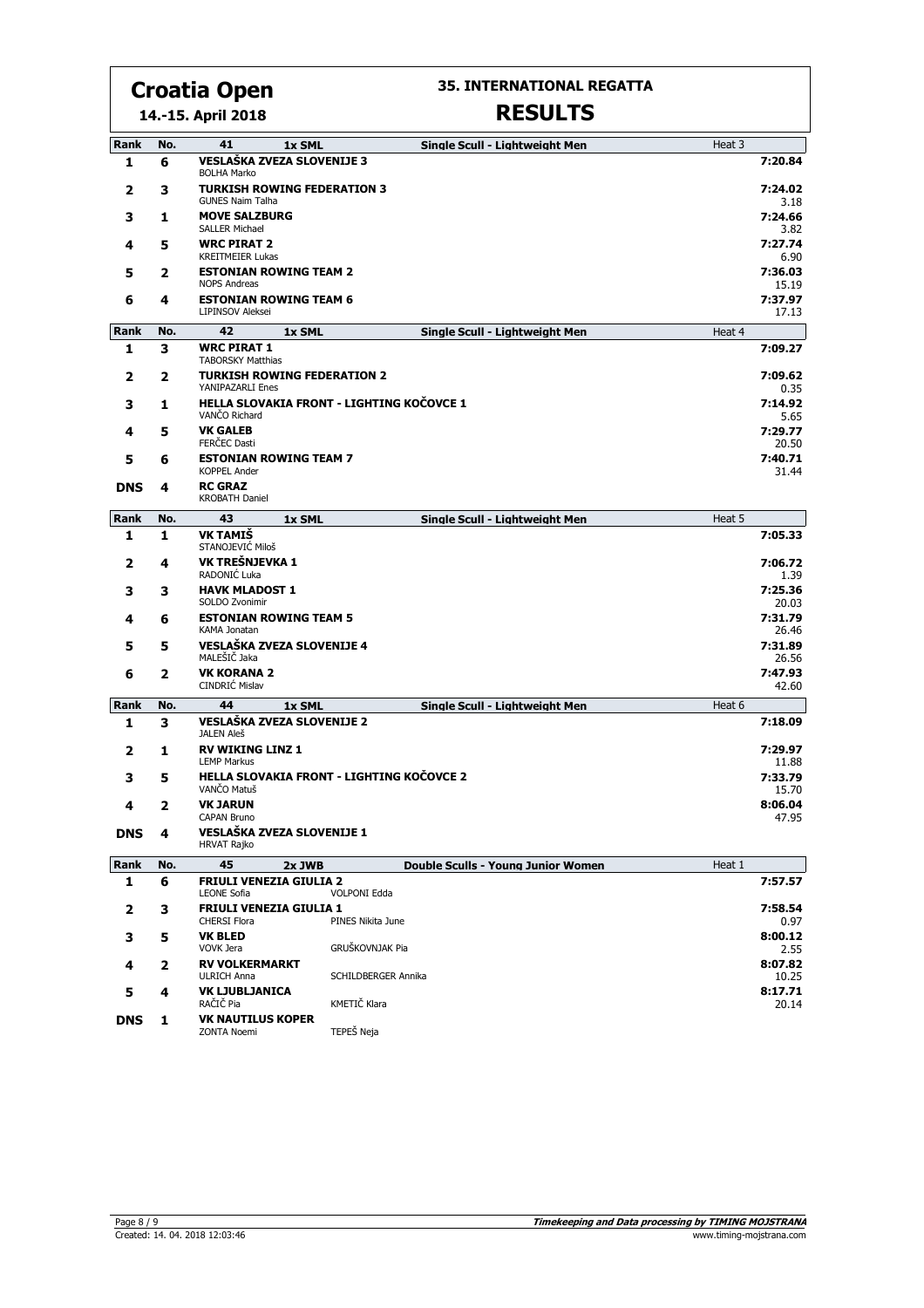# Croatia Open

**14.-15. April 2018**

## 35. INTERNATIONAL REGATTA

## RESULTS

| Rank | No. | 41 1x SML — Single Scull - Lightweight Men | Heat 3 |
|---|---|---|---|
| 1 | 6 | **VESLAŠKA ZVEZA SLOVENIJE 3**<br>BOLHA Marko | **7:20.84** |
| 2 | 3 | **TURKISH ROWING FEDERATION 3**<br>GUNES Naim Talha | **7:24.02**<br>3.18 |
| 3 | 1 | **MOVE SALZBURG**<br>SALLER Michael | **7:24.66**<br>3.82 |
| 4 | 5 | **WRC PIRAT 2**<br>KREITMEIER Lukas | **7:27.74**<br>6.90 |
| 5 | 2 | **ESTONIAN ROWING TEAM 2**<br>NOPS Andreas | **7:36.03**<br>15.19 |
| 6 | 4 | **ESTONIAN ROWING TEAM 6**<br>LIPINSOV Aleksei | **7:37.97**<br>17.13 |

| Rank | No. | 42 1x SML — Single Scull - Lightweight Men | Heat 4 |
|---|---|---|---|
| 1 | 3 | **WRC PIRAT 1**<br>TABORSKY Matthias | **7:09.27** |
| 2 | 2 | **TURKISH ROWING FEDERATION 2**<br>YANIPAZARLI Enes | **7:09.62**<br>0.35 |
| 3 | 1 | **HELLA SLOVAKIA FRONT - LIGHTING KOČOVCE 1**<br>VANČO Richard | **7:14.92**<br>5.65 |
| 4 | 5 | **VK GALEB**<br>FERČEC Dasti | **7:29.77**<br>20.50 |
| 5 | 6 | **ESTONIAN ROWING TEAM 7**<br>KOPPEL Ander | **7:40.71**<br>31.44 |
| DNS | 4 | **RC GRAZ**<br>KROBATH Daniel | |

| Rank | No. | 43 1x SML — Single Scull - Lightweight Men | Heat 5 |
|---|---|---|---|
| 1 | 1 | **VK TAMIŠ**<br>STANOJEVIĆ Miloš | **7:05.33** |
| 2 | 4 | **VK TREŠNJEVKA 1**<br>RADONIĆ Luka | **7:06.72**<br>1.39 |
| 3 | 3 | **HAVK MLADOST 1**<br>SOLDO Zvonimir | **7:25.36**<br>20.03 |
| 4 | 6 | **ESTONIAN ROWING TEAM 5**<br>KAMA Jonatan | **7:31.79**<br>26.46 |
| 5 | 5 | **VESLAŠKA ZVEZA SLOVENIJE 4**<br>MALEŠIČ Jaka | **7:31.89**<br>26.56 |
| 6 | 2 | **VK KORANA 2**<br>CINDRIĆ Mislav | **7:47.93**<br>42.60 |

| Rank | No. | 44 1x SML — Single Scull - Lightweight Men | Heat 6 |
|---|---|---|---|
| 1 | 3 | **VESLAŠKA ZVEZA SLOVENIJE 2**<br>JALEN Aleš | **7:18.09** |
| 2 | 1 | **RV WIKING LINZ 1**<br>LEMP Markus | **7:29.97**<br>11.88 |
| 3 | 5 | **HELLA SLOVAKIA FRONT - LIGHTING KOČOVCE 2**<br>VANČO Matuš | **7:33.79**<br>15.70 |
| 4 | 2 | **VK JARUN**<br>CAPAN Bruno | **8:06.04**<br>47.95 |
| DNS | 4 | **VESLAŠKA ZVEZA SLOVENIJE 1**<br>HRVAT Rajko | |

| Rank | No. | 45 2x JWB — Double Sculls - Young Junior Women | Heat 1 |
|---|---|---|---|
| 1 | 6 | **FRIULI VENEZIA GIULIA 2**<br>LEONE Sofia, VOLPONI Edda | **7:57.57** |
| 2 | 3 | **FRIULI VENEZIA GIULIA 1**<br>CHERSI Flora, PINES Nikita June | **7:58.54**<br>0.97 |
| 3 | 5 | **VK BLED**<br>VOVK Jera, GRUŠKOVNJAK Pia | **8:00.12**<br>2.55 |
| 4 | 2 | **RV VOLKERMARKT**<br>ULRICH Anna, SCHILDBERGER Annika | **8:07.82**<br>10.25 |
| 5 | 4 | **VK LJUBLJANICA**<br>RAČIČ Pia, KMETIČ Klara | **8:17.71**<br>20.14 |
| DNS | 1 | **VK NAUTILUS KOPER**<br>ZONTA Noemi, TEPEŠ Neja | |

Created: 14. 04. 2018 12:03:46

*Timekeeping and Data processing by TIMING MOJSTRANA*
www.timing-mojstrana.com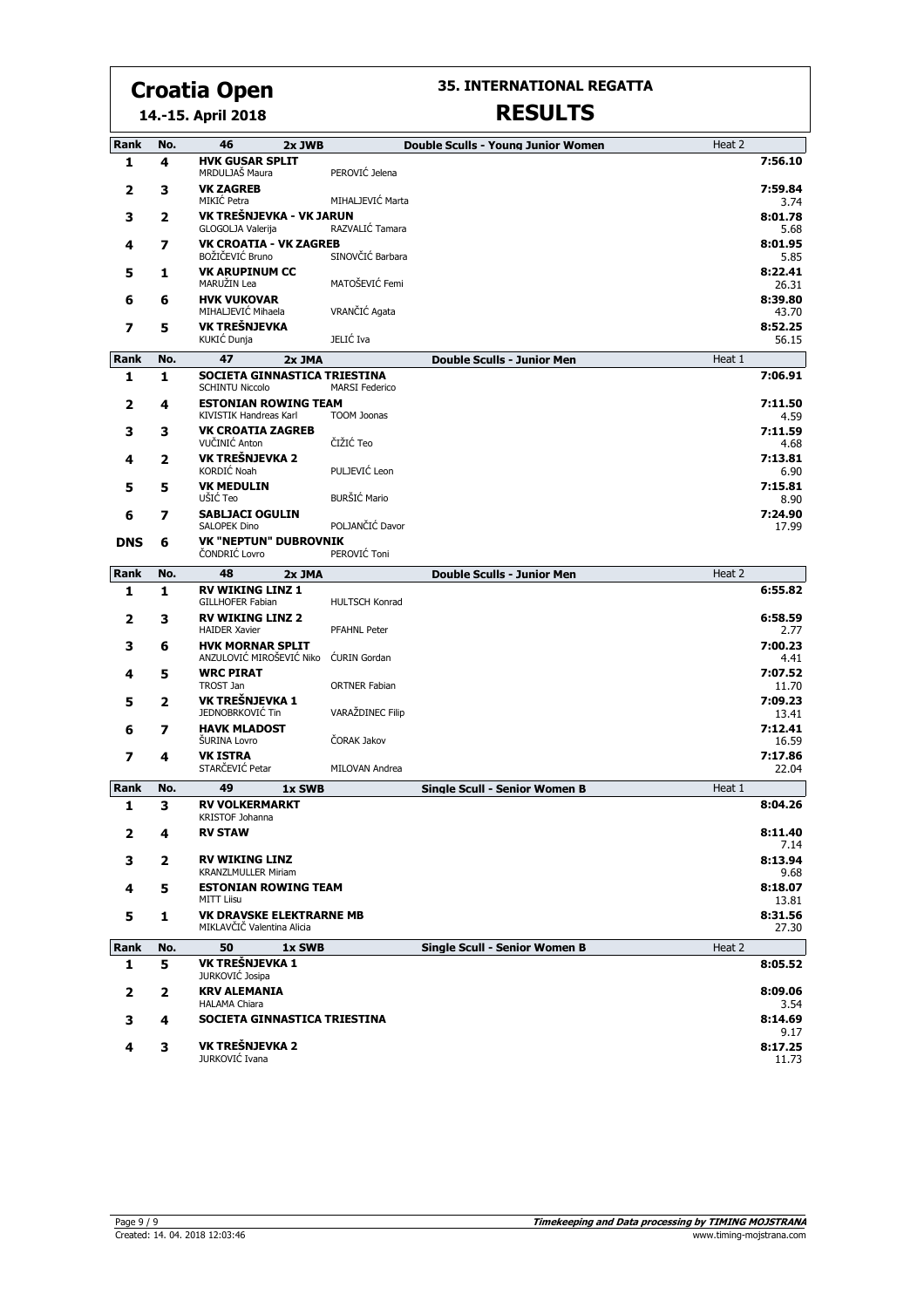# Croatia Open

**14.-15. April 2018**

## 35. INTERNATIONAL REGATTA

## RESULTS

| Rank | No. | 46 2x JWB | | Double Sculls - Young Junior Women | Heat 2 |
|---|---|---|---|---|---|
| 1 | 4 | **HVK GUSAR SPLIT** MRDULJAŠ Maura | PEROVIĆ Jelena | | **7:56.10** |
| 2 | 3 | **VK ZAGREB** MIKIĆ Petra | MIHALJEVIĆ Marta | | **7:59.84** 3.74 |
| 3 | 2 | **VK TREŠNJEVKA - VK JARUN** GLOGOLJA Valerija | RAZVALIĆ Tamara | | **8:01.78** 5.68 |
| 4 | 7 | **VK CROATIA - VK ZAGREB** BOŽIČEVIĆ Bruno | SINOVČIĆ Barbara | | **8:01.95** 5.85 |
| 5 | 1 | **VK ARUPINUM CC** MARUŽIN Lea | MATOŠEVIĆ Femi | | **8:22.41** 26.31 |
| 6 | 6 | **HVK VUKOVAR** MIHALJEVIĆ Mihaela | VRANČIĆ Agata | | **8:39.80** 43.70 |
| 7 | 5 | **VK TREŠNJEVKA** KUKIĆ Dunja | JELIĆ Iva | | **8:52.25** 56.15 |

| Rank | No. | 47 2x JMA | | Double Sculls - Junior Men | Heat 1 |
|---|---|---|---|---|---|
| 1 | 1 | **SOCIETA GINNASTICA TRIESTINA** SCHINTU Niccolo | MARSI Federico | | **7:06.91** |
| 2 | 4 | **ESTONIAN ROWING TEAM** KIVISTIK Handreas Karl | TOOM Joonas | | **7:11.50** 4.59 |
| 3 | 3 | **VK CROATIA ZAGREB** VUČINIĆ Anton | ČIŽIĆ Teo | | **7:11.59** 4.68 |
| 4 | 2 | **VK TREŠNJEVKA 2** KORDIĆ Noah | PULJEVIĆ Leon | | **7:13.81** 6.90 |
| 5 | 5 | **VK MEDULIN** UŠIĆ Teo | BURŠIĆ Mario | | **7:15.81** 8.90 |
| 6 | 7 | **SABLJACI OGULIN** SALOPEK Dino | POLJANČIĆ Davor | | **7:24.90** 17.99 |
| DNS | 6 | **VK "NEPTUN" DUBROVNIK** ČONDRIĆ Lovro | PEROVIĆ Toni | | |

| Rank | No. | 48 2x JMA | | Double Sculls - Junior Men | Heat 2 |
|---|---|---|---|---|---|
| 1 | 1 | **RV WIKING LINZ 1** GILLHOFER Fabian | HULTSCH Konrad | | **6:55.82** |
| 2 | 3 | **RV WIKING LINZ 2** HAIDER Xavier | PFAHNL Peter | | **6:58.59** 2.77 |
| 3 | 6 | **HVK MORNAR SPLIT** ANZULOVIĆ MIROŠEVIĆ Niko | ĆURIN Gordan | | **7:00.23** 4.41 |
| 4 | 5 | **WRC PIRAT** TROST Jan | ORTNER Fabian | | **7:07.52** 11.70 |
| 5 | 2 | **VK TREŠNJEVKA 1** JEDNOBRKOVIĆ Tin | VARAŽDINEC Filip | | **7:09.23** 13.41 |
| 6 | 7 | **HAVK MLADOST** ŠURINA Lovro | ČORAK Jakov | | **7:12.41** 16.59 |
| 7 | 4 | **VK ISTRA** STARČEVIĆ Petar | MILOVAN Andrea | | **7:17.86** 22.04 |

| Rank | No. | 49 1x SWB | Single Scull - Senior Women B | Heat 1 |
|---|---|---|---|---|
| 1 | 3 | **RV VOLKERMARKT** KRISTOF Johanna | | **8:04.26** |
| 2 | 4 | **RV STAW** | | **8:11.40** 7.14 |
| 3 | 2 | **RV WIKING LINZ** KRANZLMULLER Miriam | | **8:13.94** 9.68 |
| 4 | 5 | **ESTONIAN ROWING TEAM** MITT Liisu | | **8:18.07** 13.81 |
| 5 | 1 | **VK DRAVSKE ELEKTRARNE MB** MIKLAVČIČ Valentina Alicia | | **8:31.56** 27.30 |

| Rank | No. | 50 1x SWB | Single Scull - Senior Women B | Heat 2 |
|---|---|---|---|---|
| 1 | 5 | **VK TREŠNJEVKA 1** JURKOVIĆ Josipa | | **8:05.52** |
| 2 | 2 | **KRV ALEMANIA** HALAMA Chiara | | **8:09.06** 3.54 |
| 3 | 4 | **SOCIETA GINNASTICA TRIESTINA** | | **8:14.69** 9.17 |
| 4 | 3 | **VK TREŠNJEVKA 2** JURKOVIĆ Ivana | | **8:17.25** 11.73 |

Created: 14. 04. 2018 12:03:46

*Timekeeping and Data processing by TIMING MOJSTRANA*
www.timing-mojstrana.com